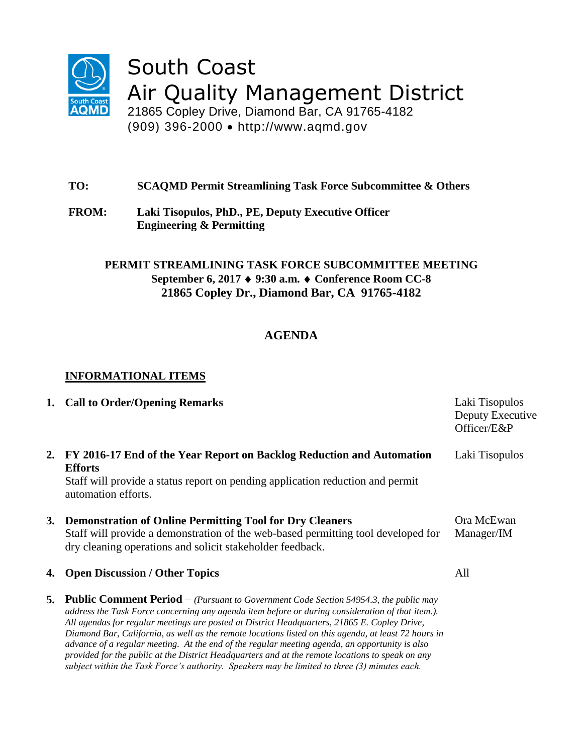# South Coast Air Quality Management District

21865 Copley Drive, Diamond Bar, CA 91765-4182
(909) 396-2000 • http://www.aqmd.gov

**TO:** **SCAQMD Permit Streamlining Task Force Subcommittee & Others**

**FROM:** **Laki Tisopulos, PhD., PE, Deputy Executive Officer Engineering & Permitting**

**PERMIT STREAMLINING TASK FORCE SUBCOMMITTEE MEETING**
**September 6, 2017 ♦ 9:30 a.m. ♦ Conference Room CC-8**
**21865 Copley Dr., Diamond Bar, CA 91765-4182**

## AGENDA

**INFORMATIONAL ITEMS**

1. **Call to Order/Opening Remarks** — Laki Tisopulos, Deputy Executive Officer/E&P

2. **FY 2016-17 End of the Year Report on Backlog Reduction and Automation Efforts** — Laki Tisopulos
   Staff will provide a status report on pending application reduction and permit automation efforts.

3. **Demonstration of Online Permitting Tool for Dry Cleaners** — Ora McEwan, Manager/IM
   Staff will provide a demonstration of the web-based permitting tool developed for dry cleaning operations and solicit stakeholder feedback.

4. **Open Discussion / Other Topics** — All

5. **Public Comment Period** – *(Pursuant to Government Code Section 54954.3, the public may address the Task Force concerning any agenda item before or during consideration of that item.). All agendas for regular meetings are posted at District Headquarters, 21865 E. Copley Drive, Diamond Bar, California, as well as the remote locations listed on this agenda, at least 72 hours in advance of a regular meeting. At the end of the regular meeting agenda, an opportunity is also provided for the public at the District Headquarters and at the remote locations to speak on any subject within the Task Force's authority. Speakers may be limited to three (3) minutes each.*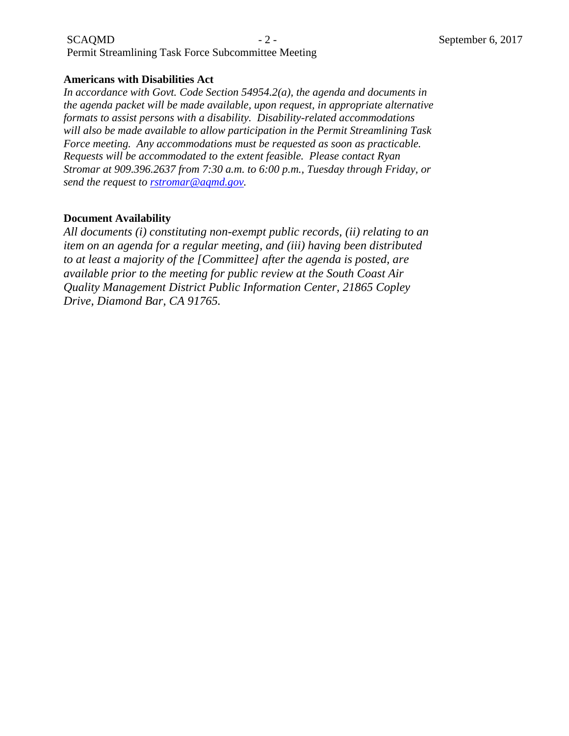**Americans with Disabilities Act**

*In accordance with Govt. Code Section 54954.2(a), the agenda and documents in the agenda packet will be made available, upon request, in appropriate alternative formats to assist persons with a disability. Disability-related accommodations will also be made available to allow participation in the Permit Streamlining Task Force meeting. Any accommodations must be requested as soon as practicable. Requests will be accommodated to the extent feasible. Please contact Ryan Stromar at 909.396.2637 from 7:30 a.m. to 6:00 p.m., Tuesday through Friday, or send the request to rstromar@aqmd.gov.*

**Document Availability**

*All documents (i) constituting non-exempt public records, (ii) relating to an item on an agenda for a regular meeting, and (iii) having been distributed to at least a majority of the [Committee] after the agenda is posted, are available prior to the meeting for public review at the South Coast Air Quality Management District Public Information Center, 21865 Copley Drive, Diamond Bar, CA 91765.*